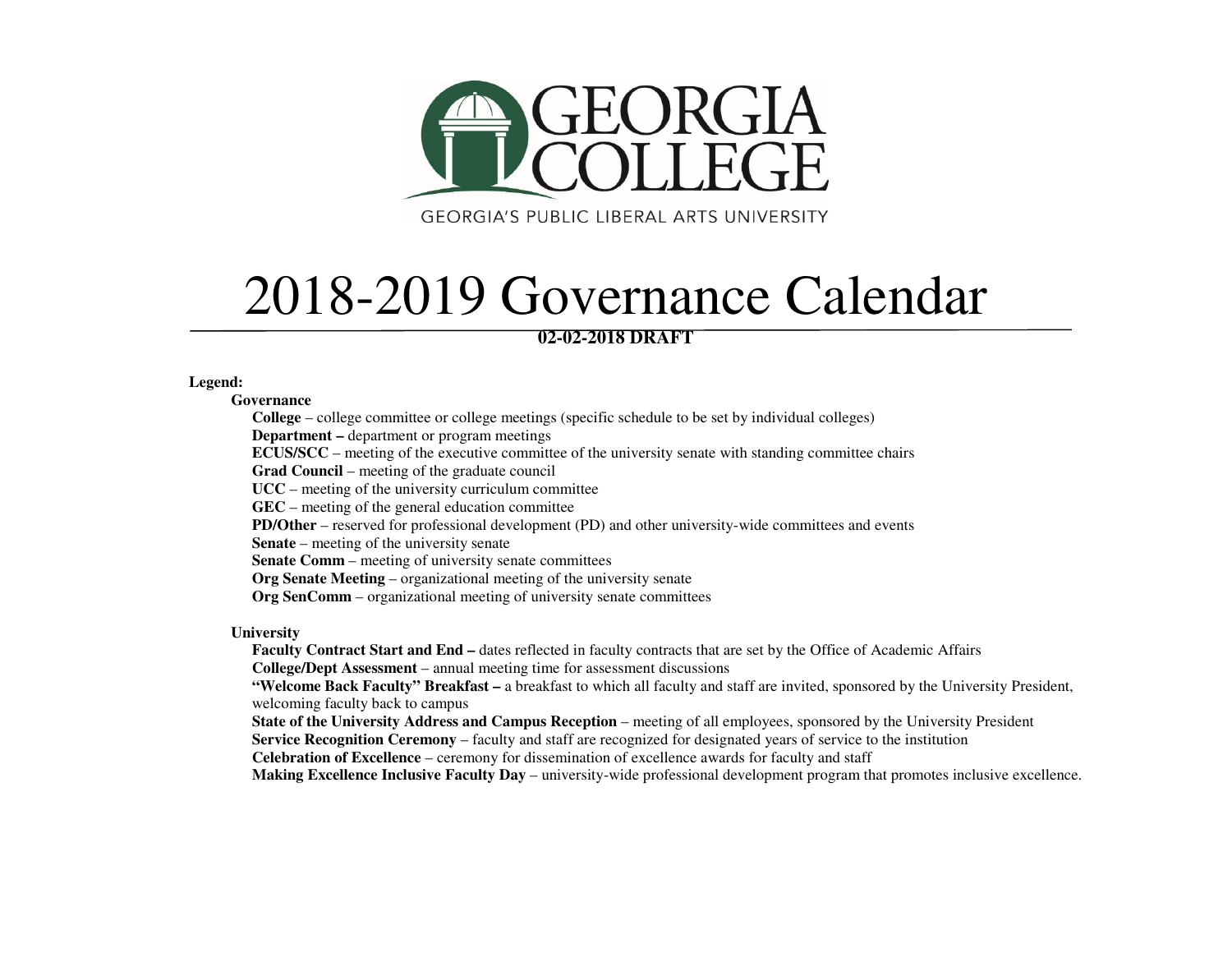GEORGIA COLLEGE

GEORGIA'S PUBLIC LIBERAL ARTS UNIVERSITY

# 2018-2019 Governance Calendar

**02-02-2018 DRAFT**

**Legend:**

**Governance**

- **College** – college committee or college meetings (specific schedule to be set by individual colleges)
- **Department –** department or program meetings
- **ECUS/SCC** – meeting of the executive committee of the university senate with standing committee chairs
- **Grad Council** – meeting of the graduate council
- **UCC** – meeting of the university curriculum committee
- **GEC** – meeting of the general education committee
- **PD/Other** – reserved for professional development (PD) and other university-wide committees and events
- **Senate** – meeting of the university senate
- **Senate Comm** – meeting of university senate committees
- **Org Senate Meeting** – organizational meeting of the university senate
- **Org SenComm** – organizational meeting of university senate committees

**University**

- **Faculty Contract Start and End –** dates reflected in faculty contracts that are set by the Office of Academic Affairs
- **College/Dept Assessment** – annual meeting time for assessment discussions
- **"Welcome Back Faculty" Breakfast –** a breakfast to which all faculty and staff are invited, sponsored by the University President, welcoming faculty back to campus
- **State of the University Address and Campus Reception** – meeting of all employees, sponsored by the University President
- **Service Recognition Ceremony** – faculty and staff are recognized for designated years of service to the institution
- **Celebration of Excellence** – ceremony for dissemination of excellence awards for faculty and staff
- **Making Excellence Inclusive Faculty Day** – university-wide professional development program that promotes inclusive excellence.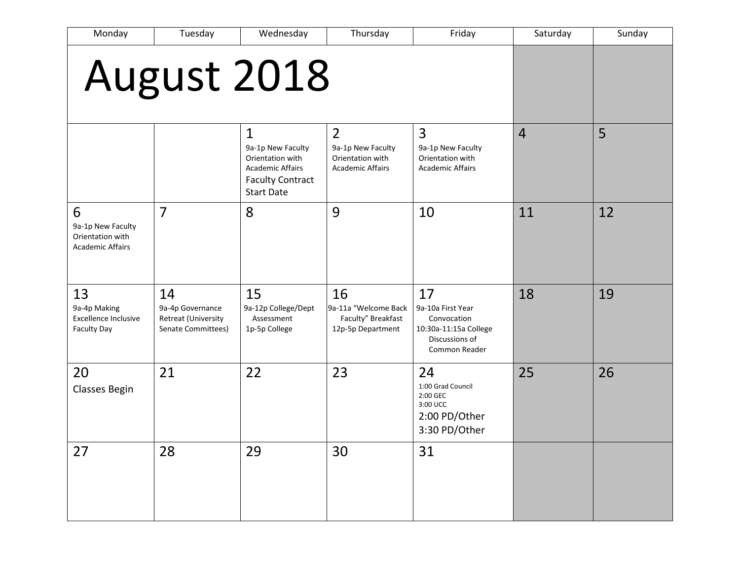# August 2018

| Monday | Tuesday | Wednesday | Thursday | Friday | Saturday | Sunday |
|---|---|---|---|---|---|---|
| | | 1<br>9a-1p New Faculty Orientation with Academic Affairs<br>Faculty Contract Start Date | 2<br>9a-1p New Faculty Orientation with Academic Affairs | 3<br>9a-1p New Faculty Orientation with Academic Affairs | 4 | 5 |
| 6<br>9a-1p New Faculty Orientation with Academic Affairs | 7 | 8 | 9 | 10 | 11 | 12 |
| 13<br>9a-4p Making Excellence Inclusive Faculty Day | 14<br>9a-4p Governance Retreat (University Senate Committees) | 15<br>9a-12p College/Dept Assessment<br>1p-5p College | 16<br>9a-11a "Welcome Back Faculty" Breakfast<br>12p-5p Department | 17<br>9a-10a First Year Convocation<br>10:30a-11:15a College Discussions of Common Reader | 18 | 19 |
| 20<br>Classes Begin | 21 | 22 | 23 | 24<br>1:00 Grad Council<br>2:00 GEC<br>3:00 UCC<br>2:00 PD/Other<br>3:30 PD/Other | 25 | 26 |
| 27 | 28 | 29 | 30 | 31 | | |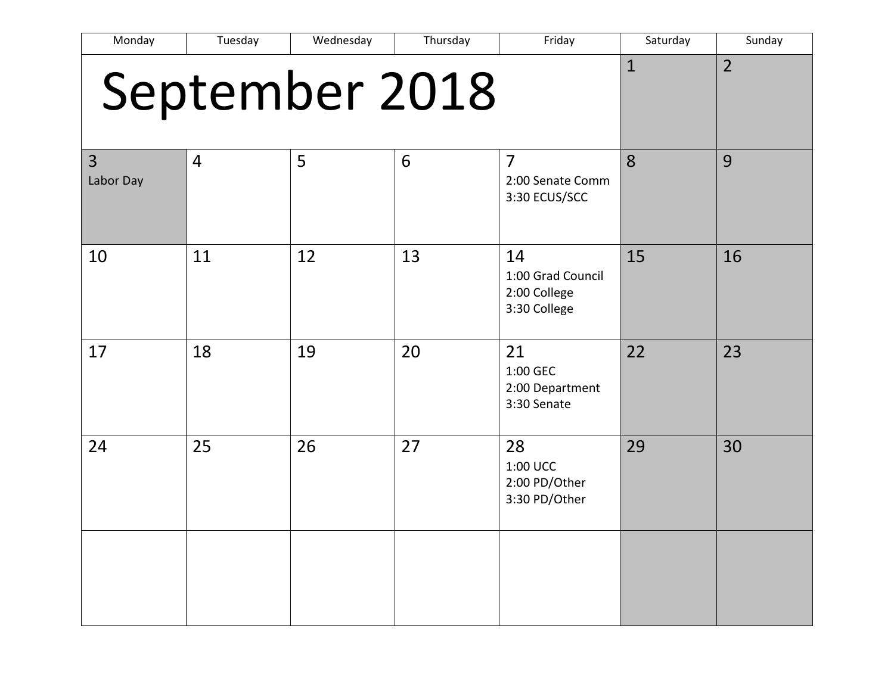# September 2018

| Monday | Tuesday | Wednesday | Thursday | Friday | Saturday | Sunday |
|---|---|---|---|---|---|---|
| | | | | | 1 | 2 |
| 3 Labor Day | 4 | 5 | 6 | 7 2:00 Senate Comm 3:30 ECUS/SCC | 8 | 9 |
| 10 | 11 | 12 | 13 | 14 1:00 Grad Council 2:00 College 3:30 College | 15 | 16 |
| 17 | 18 | 19 | 20 | 21 1:00 GEC 2:00 Department 3:30 Senate | 22 | 23 |
| 24 | 25 | 26 | 27 | 28 1:00 UCC 2:00 PD/Other 3:30 PD/Other | 29 | 30 |
| | | | | | | |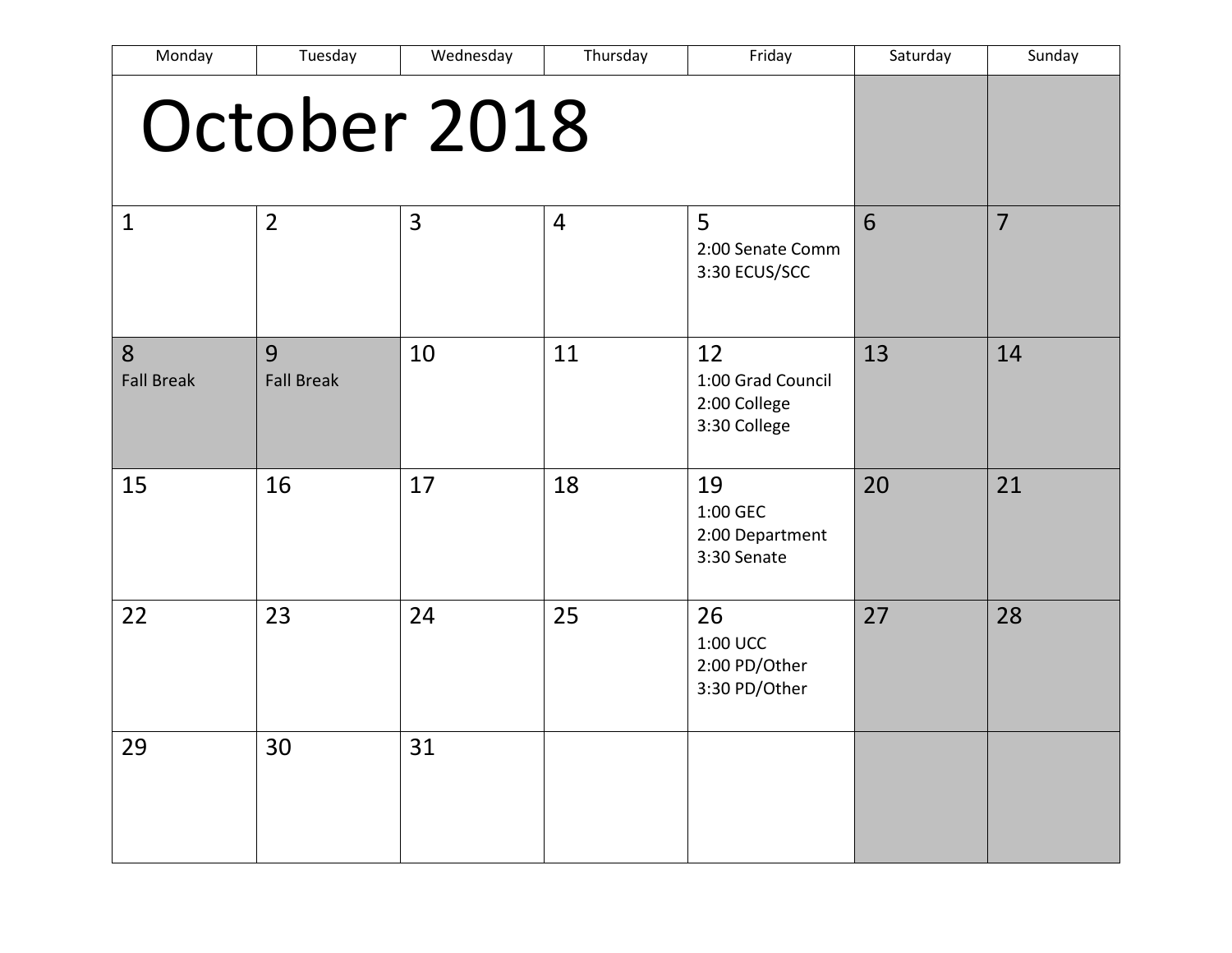# October 2018

| Monday | Tuesday | Wednesday | Thursday | Friday | Saturday | Sunday |
|---|---|---|---|---|---|---|
| 1 | 2 | 3 | 4 | 5<br>2:00 Senate Comm<br>3:30 ECUS/SCC | 6 | 7 |
| 8<br>Fall Break | 9<br>Fall Break | 10 | 11 | 12<br>1:00 Grad Council<br>2:00 College<br>3:30 College | 13 | 14 |
| 15 | 16 | 17 | 18 | 19<br>1:00 GEC<br>2:00 Department<br>3:30 Senate | 20 | 21 |
| 22 | 23 | 24 | 25 | 26<br>1:00 UCC<br>2:00 PD/Other<br>3:30 PD/Other | 27 | 28 |
| 29 | 30 | 31 | | | | |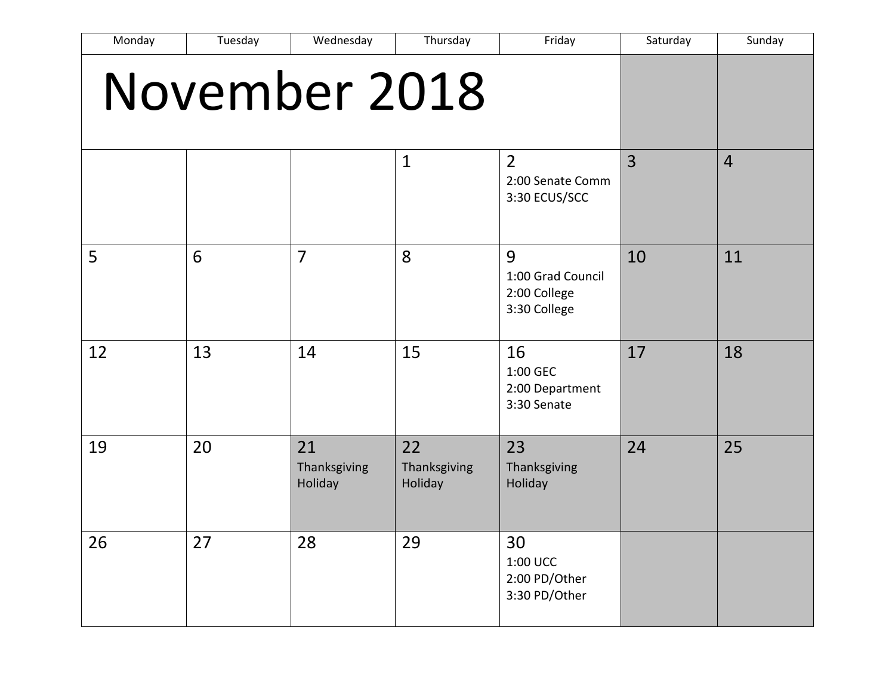# November 2018

| Monday | Tuesday | Wednesday | Thursday | Friday | Saturday | Sunday |
|---|---|---|---|---|---|---|
| | | | 1 | 2<br>2:00 Senate Comm<br>3:30 ECUS/SCC | 3 | 4 |
| 5 | 6 | 7 | 8 | 9<br>1:00 Grad Council<br>2:00 College<br>3:30 College | 10 | 11 |
| 12 | 13 | 14 | 15 | 16<br>1:00 GEC<br>2:00 Department<br>3:30 Senate | 17 | 18 |
| 19 | 20 | 21<br>Thanksgiving Holiday | 22<br>Thanksgiving Holiday | 23<br>Thanksgiving Holiday | 24 | 25 |
| 26 | 27 | 28 | 29 | 30<br>1:00 UCC<br>2:00 PD/Other<br>3:30 PD/Other | | |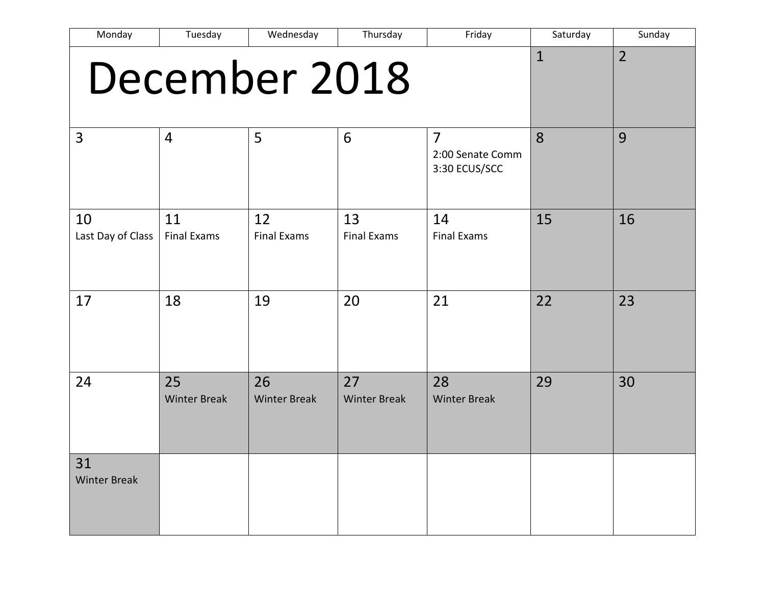# December 2018

| Monday | Tuesday | Wednesday | Thursday | Friday | Saturday | Sunday |
|---|---|---|---|---|---|---|
| | | | | | 1 | 2 |
| 3 | 4 | 5 | 6 | 7<br>2:00 Senate Comm<br>3:30 ECUS/SCC | 8 | 9 |
| 10<br>Last Day of Class | 11<br>Final Exams | 12<br>Final Exams | 13<br>Final Exams | 14<br>Final Exams | 15 | 16 |
| 17 | 18 | 19 | 20 | 21 | 22 | 23 |
| 24 | 25<br>Winter Break | 26<br>Winter Break | 27<br>Winter Break | 28<br>Winter Break | 29 | 30 |
| 31<br>Winter Break | | | | | | |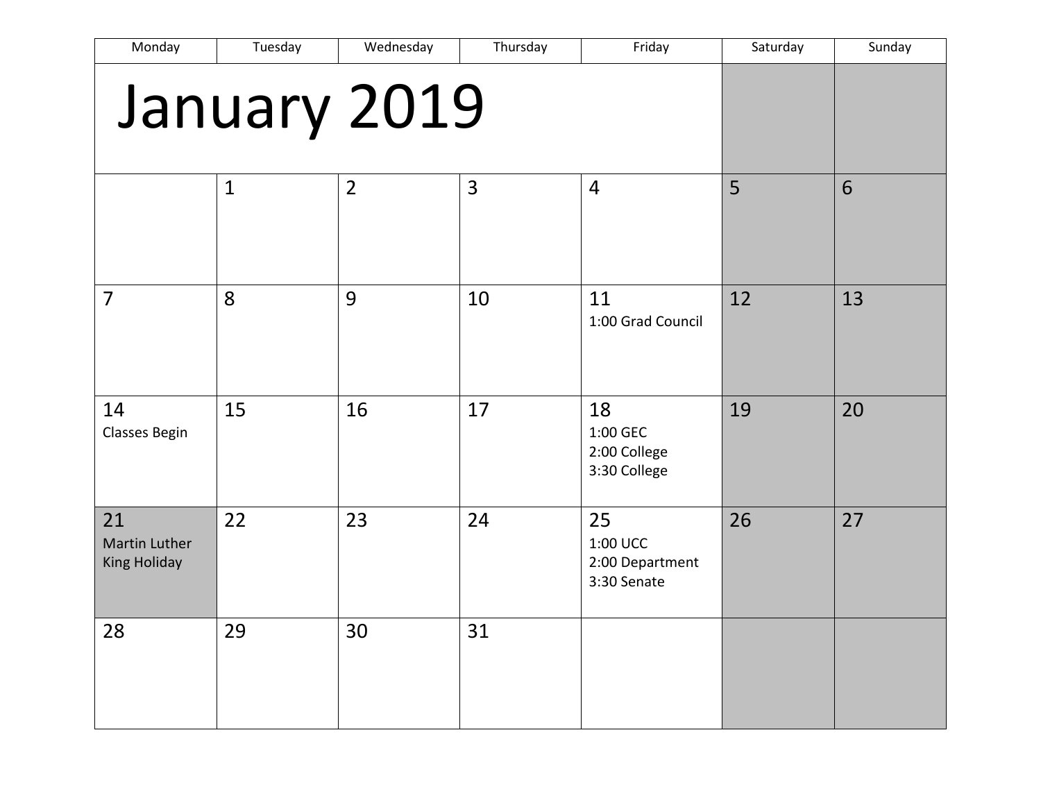# January 2019

| Monday | Tuesday | Wednesday | Thursday | Friday | Saturday | Sunday |
|---|---|---|---|---|---|---|
| | 1 | 2 | 3 | 4 | 5 | 6 |
| 7 | 8 | 9 | 10 | 11<br>1:00 Grad Council | 12 | 13 |
| 14<br>Classes Begin | 15 | 16 | 17 | 18<br>1:00 GEC<br>2:00 College<br>3:30 College | 19 | 20 |
| 21<br>Martin Luther King Holiday | 22 | 23 | 24 | 25<br>1:00 UCC<br>2:00 Department<br>3:30 Senate | 26 | 27 |
| 28 | 29 | 30 | 31 | | | |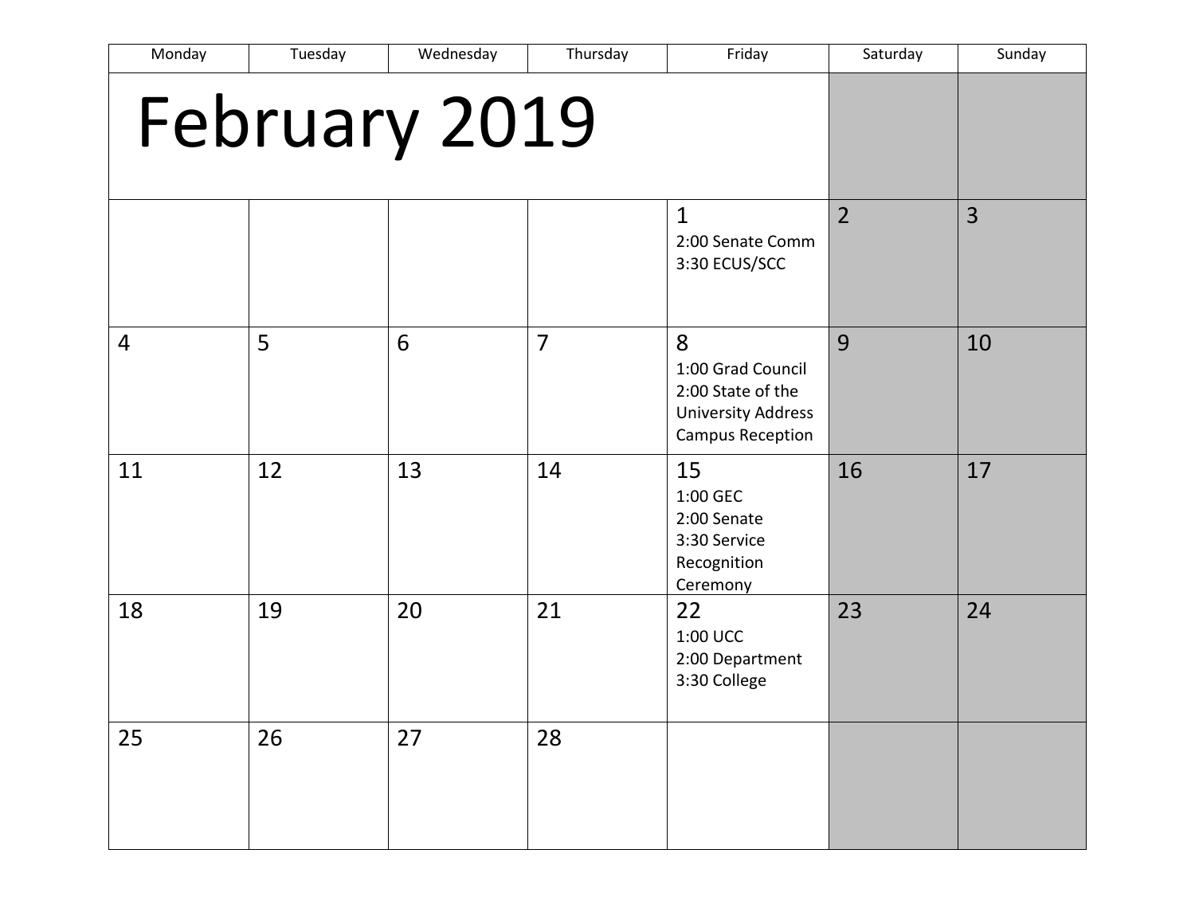# February 2019

| Monday | Tuesday | Wednesday | Thursday | Friday | Saturday | Sunday |
|---|---|---|---|---|---|---|
| | | | | 1<br>2:00 Senate Comm<br>3:30 ECUS/SCC | 2 | 3 |
| 4 | 5 | 6 | 7 | 8<br>1:00 Grad Council<br>2:00 State of the University Address<br>Campus Reception | 9 | 10 |
| 11 | 12 | 13 | 14 | 15<br>1:00 GEC<br>2:00 Senate<br>3:30 Service Recognition Ceremony | 16 | 17 |
| 18 | 19 | 20 | 21 | 22<br>1:00 UCC<br>2:00 Department<br>3:30 College | 23 | 24 |
| 25 | 26 | 27 | 28 | | | |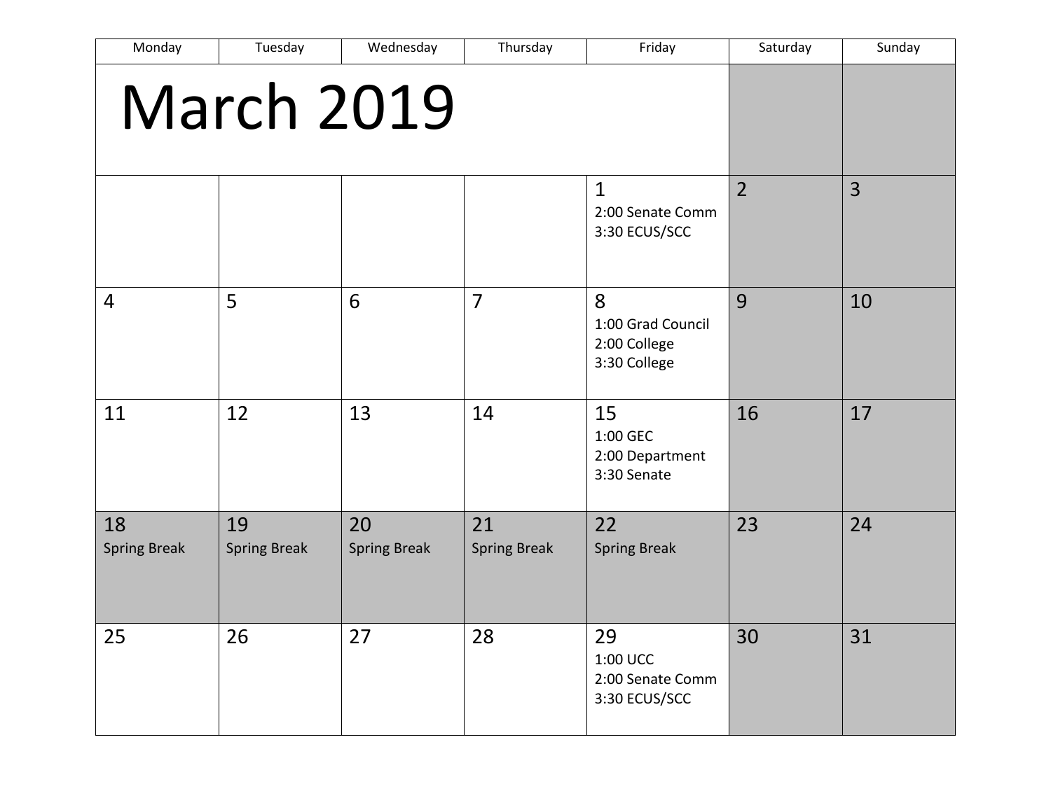# March 2019

| Monday | Tuesday | Wednesday | Thursday | Friday | Saturday | Sunday |
|---|---|---|---|---|---|---|
| | | | | 1<br>2:00 Senate Comm<br>3:30 ECUS/SCC | 2 | 3 |
| 4 | 5 | 6 | 7 | 8<br>1:00 Grad Council<br>2:00 College<br>3:30 College | 9 | 10 |
| 11 | 12 | 13 | 14 | 15<br>1:00 GEC<br>2:00 Department<br>3:30 Senate | 16 | 17 |
| 18<br>Spring Break | 19<br>Spring Break | 20<br>Spring Break | 21<br>Spring Break | 22<br>Spring Break | 23 | 24 |
| 25 | 26 | 27 | 28 | 29<br>1:00 UCC<br>2:00 Senate Comm<br>3:30 ECUS/SCC | 30 | 31 |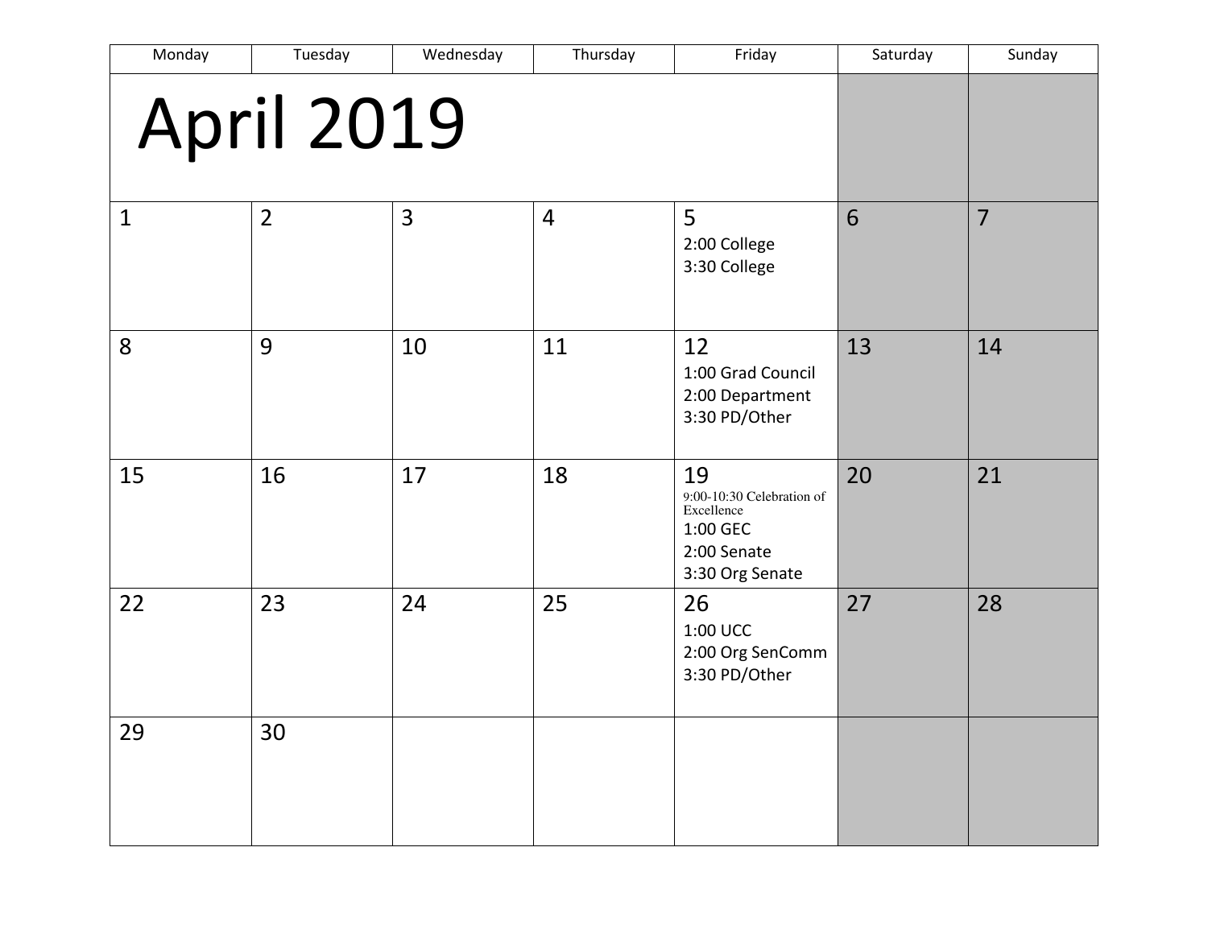# April 2019

| Monday | Tuesday | Wednesday | Thursday | Friday | Saturday | Sunday |
|---|---|---|---|---|---|---|
| 1 | 2 | 3 | 4 | 5<br>2:00 College<br>3:30 College | 6 | 7 |
| 8 | 9 | 10 | 11 | 12<br>1:00 Grad Council<br>2:00 Department<br>3:30 PD/Other | 13 | 14 |
| 15 | 16 | 17 | 18 | 19<br>9:00-10:30 Celebration of Excellence<br>1:00 GEC<br>2:00 Senate<br>3:30 Org Senate | 20 | 21 |
| 22 | 23 | 24 | 25 | 26<br>1:00 UCC<br>2:00 Org SenComm<br>3:30 PD/Other | 27 | 28 |
| 29 | 30 | | | | | |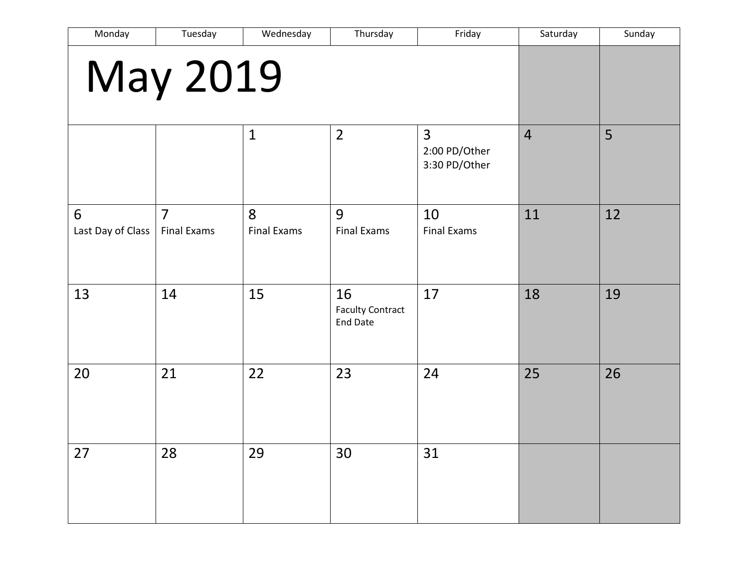# May 2019

| Monday | Tuesday | Wednesday | Thursday | Friday | Saturday | Sunday |
|---|---|---|---|---|---|---|
| | | 1 | 2 | 3<br>2:00 PD/Other<br>3:30 PD/Other | 4 | 5 |
| 6<br>Last Day of Class | 7<br>Final Exams | 8<br>Final Exams | 9<br>Final Exams | 10<br>Final Exams | 11 | 12 |
| 13 | 14 | 15 | 16<br>Faculty Contract End Date | 17 | 18 | 19 |
| 20 | 21 | 22 | 23 | 24 | 25 | 26 |
| 27 | 28 | 29 | 30 | 31 | | |